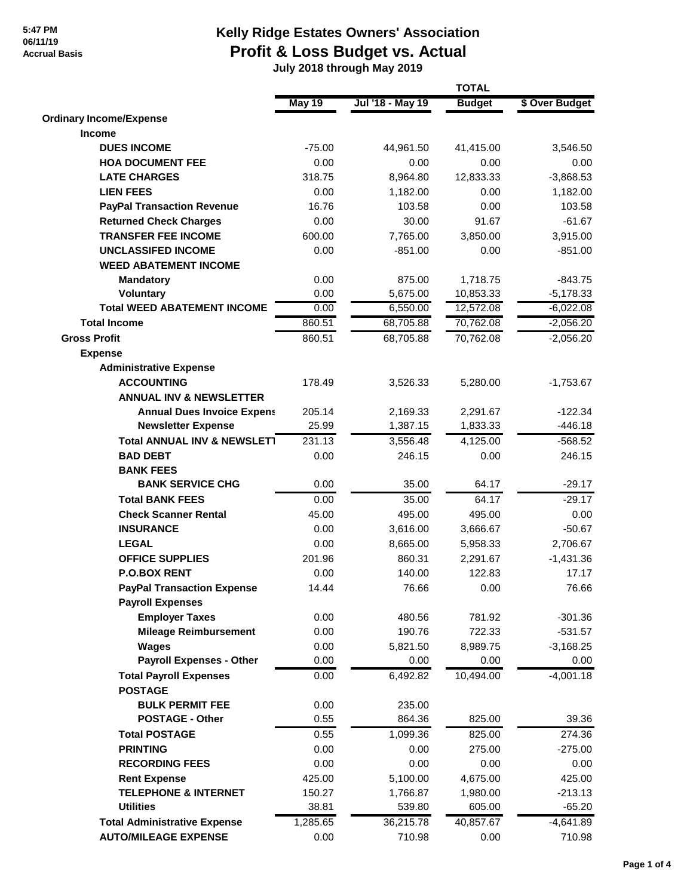5:47 PM
06/11/19
Accrual Basis

# Kelly Ridge Estates Owners' Association
## Profit & Loss Budget vs. Actual
### July 2018 through May 2019

| | TOTAL | | | |
|---|---|---|---|---|
| | **May 19** | **Jul '18 - May 19** | **Budget** | **$ Over Budget** |
| **Ordinary Income/Expense** | | | | |
| **Income** | | | | |
| **DUES INCOME** | -75.00 | 44,961.50 | 41,415.00 | 3,546.50 |
| **HOA DOCUMENT FEE** | 0.00 | 0.00 | 0.00 | 0.00 |
| **LATE CHARGES** | 318.75 | 8,964.80 | 12,833.33 | -3,868.53 |
| **LIEN FEES** | 0.00 | 1,182.00 | 0.00 | 1,182.00 |
| **PayPal Transaction Revenue** | 16.76 | 103.58 | 0.00 | 103.58 |
| **Returned Check Charges** | 0.00 | 30.00 | 91.67 | -61.67 |
| **TRANSFER FEE INCOME** | 600.00 | 7,765.00 | 3,850.00 | 3,915.00 |
| **UNCLASSIFED INCOME** | 0.00 | -851.00 | 0.00 | -851.00 |
| **WEED ABATEMENT INCOME** | | | | |
| **Mandatory** | 0.00 | 875.00 | 1,718.75 | -843.75 |
| **Voluntary** | 0.00 | 5,675.00 | 10,853.33 | -5,178.33 |
| **Total WEED ABATEMENT INCOME** | 0.00 | 6,550.00 | 12,572.08 | -6,022.08 |
| **Total Income** | 860.51 | 68,705.88 | 70,762.08 | -2,056.20 |
| **Gross Profit** | 860.51 | 68,705.88 | 70,762.08 | -2,056.20 |
| **Expense** | | | | |
| **Administrative Expense** | | | | |
| **ACCOUNTING** | 178.49 | 3,526.33 | 5,280.00 | -1,753.67 |
| **ANNUAL INV & NEWSLETTER** | | | | |
| **Annual Dues Invoice Expens** | 205.14 | 2,169.33 | 2,291.67 | -122.34 |
| **Newsletter Expense** | 25.99 | 1,387.15 | 1,833.33 | -446.18 |
| **Total ANNUAL INV & NEWSLETT** | 231.13 | 3,556.48 | 4,125.00 | -568.52 |
| **BAD DEBT** | 0.00 | 246.15 | 0.00 | 246.15 |
| **BANK FEES** | | | | |
| **BANK SERVICE CHG** | 0.00 | 35.00 | 64.17 | -29.17 |
| **Total BANK FEES** | 0.00 | 35.00 | 64.17 | -29.17 |
| **Check Scanner Rental** | 45.00 | 495.00 | 495.00 | 0.00 |
| **INSURANCE** | 0.00 | 3,616.00 | 3,666.67 | -50.67 |
| **LEGAL** | 0.00 | 8,665.00 | 5,958.33 | 2,706.67 |
| **OFFICE SUPPLIES** | 201.96 | 860.31 | 2,291.67 | -1,431.36 |
| **P.O.BOX RENT** | 0.00 | 140.00 | 122.83 | 17.17 |
| **PayPal Transaction Expense** | 14.44 | 76.66 | 0.00 | 76.66 |
| **Payroll Expenses** | | | | |
| **Employer Taxes** | 0.00 | 480.56 | 781.92 | -301.36 |
| **Mileage Reimbursement** | 0.00 | 190.76 | 722.33 | -531.57 |
| **Wages** | 0.00 | 5,821.50 | 8,989.75 | -3,168.25 |
| **Payroll Expenses - Other** | 0.00 | 0.00 | 0.00 | 0.00 |
| **Total Payroll Expenses** | 0.00 | 6,492.82 | 10,494.00 | -4,001.18 |
| **POSTAGE** | | | | |
| **BULK PERMIT FEE** | 0.00 | 235.00 | | |
| **POSTAGE - Other** | 0.55 | 864.36 | 825.00 | 39.36 |
| **Total POSTAGE** | 0.55 | 1,099.36 | 825.00 | 274.36 |
| **PRINTING** | 0.00 | 0.00 | 275.00 | -275.00 |
| **RECORDING FEES** | 0.00 | 0.00 | 0.00 | 0.00 |
| **Rent Expense** | 425.00 | 5,100.00 | 4,675.00 | 425.00 |
| **TELEPHONE & INTERNET** | 150.27 | 1,766.87 | 1,980.00 | -213.13 |
| **Utilities** | 38.81 | 539.80 | 605.00 | -65.20 |
| **Total Administrative Expense** | 1,285.65 | 36,215.78 | 40,857.67 | -4,641.89 |
| **AUTO/MILEAGE EXPENSE** | 0.00 | 710.98 | 0.00 | 710.98 |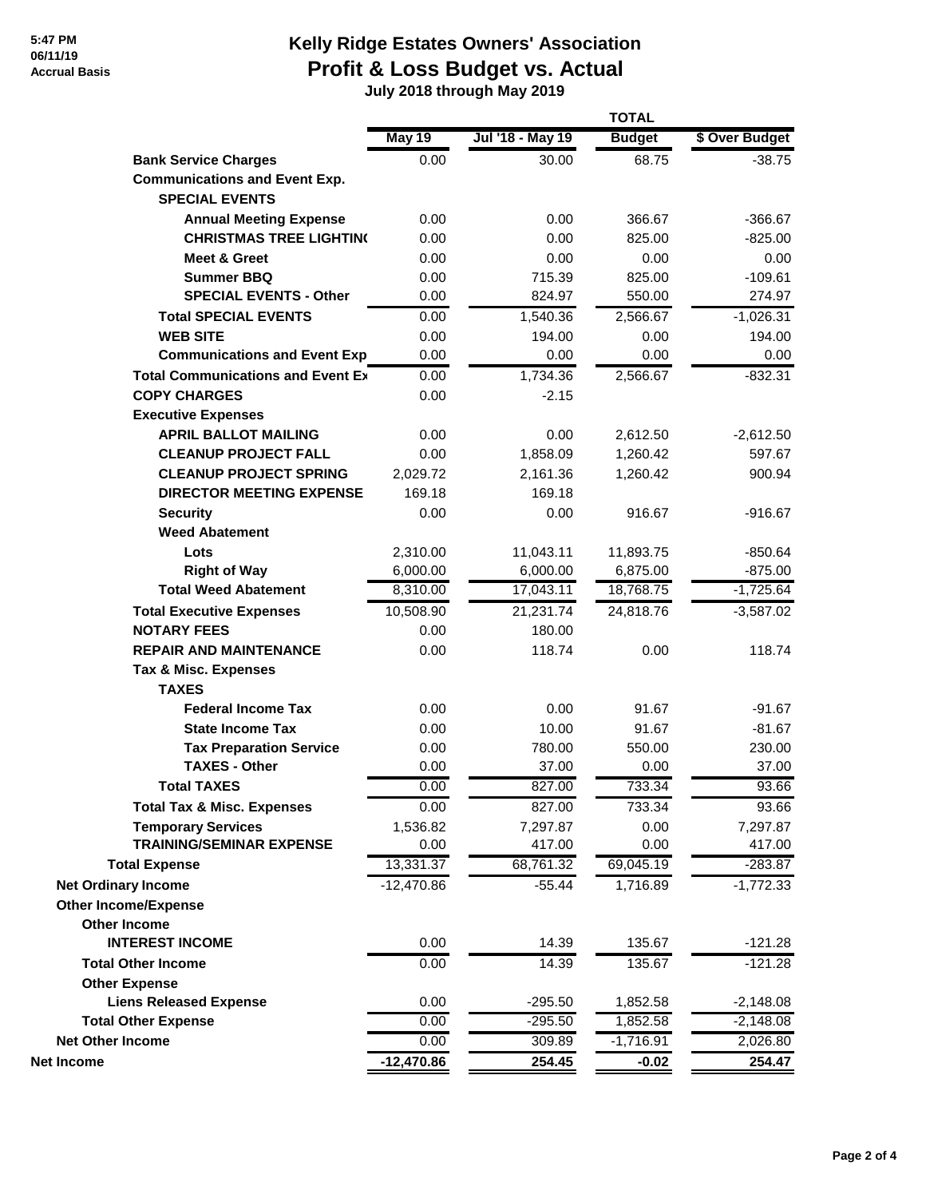5:47 PM
06/11/19
Accrual Basis

# Kelly Ridge Estates Owners' Association
## Profit & Loss Budget vs. Actual
### July 2018 through May 2019

| | | | TOTAL | |
|---|---|---|---|---|
| | **May 19** | **Jul '18 - May 19** | **Budget** | **$ Over Budget** |
| **Bank Service Charges** | 0.00 | 30.00 | 68.75 | -38.75 |
| **Communications and Event Exp.** | | | | |
| **SPECIAL EVENTS** | | | | |
| **Annual Meeting Expense** | 0.00 | 0.00 | 366.67 | -366.67 |
| **CHRISTMAS TREE LIGHTIN(** | 0.00 | 0.00 | 825.00 | -825.00 |
| **Meet & Greet** | 0.00 | 0.00 | 0.00 | 0.00 |
| **Summer BBQ** | 0.00 | 715.39 | 825.00 | -109.61 |
| **SPECIAL EVENTS - Other** | 0.00 | 824.97 | 550.00 | 274.97 |
| **Total SPECIAL EVENTS** | 0.00 | 1,540.36 | 2,566.67 | -1,026.31 |
| **WEB SITE** | 0.00 | 194.00 | 0.00 | 194.00 |
| **Communications and Event Exp** | 0.00 | 0.00 | 0.00 | 0.00 |
| **Total Communications and Event Ex** | 0.00 | 1,734.36 | 2,566.67 | -832.31 |
| **COPY CHARGES** | 0.00 | -2.15 | | |
| **Executive Expenses** | | | | |
| **APRIL BALLOT MAILING** | 0.00 | 0.00 | 2,612.50 | -2,612.50 |
| **CLEANUP PROJECT FALL** | 0.00 | 1,858.09 | 1,260.42 | 597.67 |
| **CLEANUP PROJECT SPRING** | 2,029.72 | 2,161.36 | 1,260.42 | 900.94 |
| **DIRECTOR MEETING EXPENSE** | 169.18 | 169.18 | | |
| **Security** | 0.00 | 0.00 | 916.67 | -916.67 |
| **Weed Abatement** | | | | |
| **Lots** | 2,310.00 | 11,043.11 | 11,893.75 | -850.64 |
| **Right of Way** | 6,000.00 | 6,000.00 | 6,875.00 | -875.00 |
| **Total Weed Abatement** | 8,310.00 | 17,043.11 | 18,768.75 | -1,725.64 |
| **Total Executive Expenses** | 10,508.90 | 21,231.74 | 24,818.76 | -3,587.02 |
| **NOTARY FEES** | 0.00 | 180.00 | | |
| **REPAIR AND MAINTENANCE** | 0.00 | 118.74 | 0.00 | 118.74 |
| **Tax & Misc. Expenses** | | | | |
| **TAXES** | | | | |
| **Federal Income Tax** | 0.00 | 0.00 | 91.67 | -91.67 |
| **State Income Tax** | 0.00 | 10.00 | 91.67 | -81.67 |
| **Tax Preparation Service** | 0.00 | 780.00 | 550.00 | 230.00 |
| **TAXES - Other** | 0.00 | 37.00 | 0.00 | 37.00 |
| **Total TAXES** | 0.00 | 827.00 | 733.34 | 93.66 |
| **Total Tax & Misc. Expenses** | 0.00 | 827.00 | 733.34 | 93.66 |
| **Temporary Services** | 1,536.82 | 7,297.87 | 0.00 | 7,297.87 |
| **TRAINING/SEMINAR EXPENSE** | 0.00 | 417.00 | 0.00 | 417.00 |
| **Total Expense** | 13,331.37 | 68,761.32 | 69,045.19 | -283.87 |
| **Net Ordinary Income** | -12,470.86 | -55.44 | 1,716.89 | -1,772.33 |
| **Other Income/Expense** | | | | |
| **Other Income** | | | | |
| **INTEREST INCOME** | 0.00 | 14.39 | 135.67 | -121.28 |
| **Total Other Income** | 0.00 | 14.39 | 135.67 | -121.28 |
| **Other Expense** | | | | |
| **Liens Released Expense** | 0.00 | -295.50 | 1,852.58 | -2,148.08 |
| **Total Other Expense** | 0.00 | -295.50 | 1,852.58 | -2,148.08 |
| **Net Other Income** | 0.00 | 309.89 | -1,716.91 | 2,026.80 |
| **Net Income** | **-12,470.86** | **254.45** | **-0.02** | **254.47** |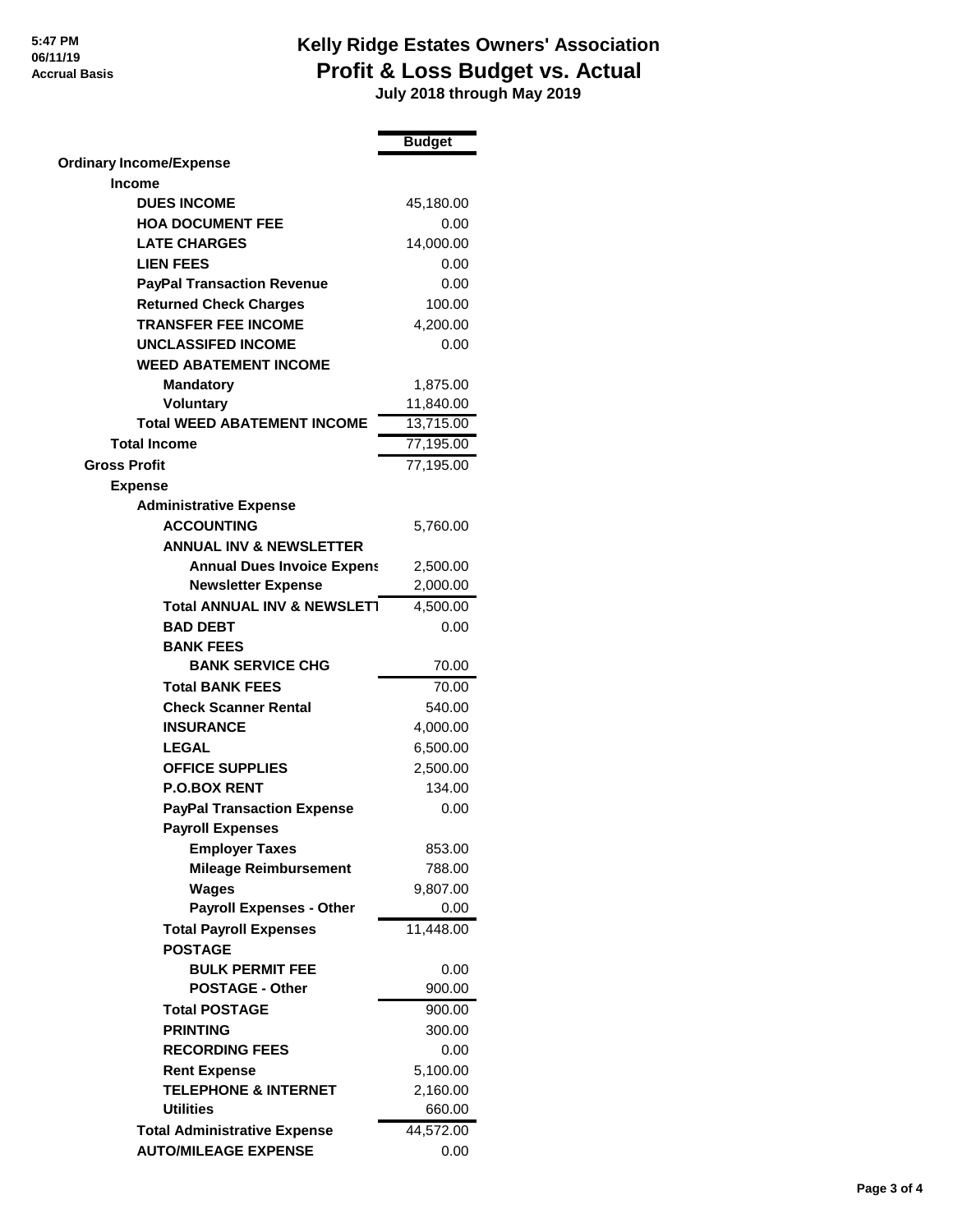5:47 PM
06/11/19
Accrual Basis

# Kelly Ridge Estates Owners' Association
## Profit & Loss Budget vs. Actual
### July 2018 through May 2019

| | Budget |
|---|---|
| **Ordinary Income/Expense** | |
| **Income** | |
| **DUES INCOME** | 45,180.00 |
| **HOA DOCUMENT FEE** | 0.00 |
| **LATE CHARGES** | 14,000.00 |
| **LIEN FEES** | 0.00 |
| **PayPal Transaction Revenue** | 0.00 |
| **Returned Check Charges** | 100.00 |
| **TRANSFER FEE INCOME** | 4,200.00 |
| **UNCLASSIFED INCOME** | 0.00 |
| **WEED ABATEMENT INCOME** | |
| **Mandatory** | 1,875.00 |
| **Voluntary** | 11,840.00 |
| **Total WEED ABATEMENT INCOME** | 13,715.00 |
| **Total Income** | 77,195.00 |
| **Gross Profit** | 77,195.00 |
| **Expense** | |
| **Administrative Expense** | |
| **ACCOUNTING** | 5,760.00 |
| **ANNUAL INV & NEWSLETTER** | |
| **Annual Dues Invoice Expens** | 2,500.00 |
| **Newsletter Expense** | 2,000.00 |
| **Total ANNUAL INV & NEWSLETT** | 4,500.00 |
| **BAD DEBT** | 0.00 |
| **BANK FEES** | |
| **BANK SERVICE CHG** | 70.00 |
| **Total BANK FEES** | 70.00 |
| **Check Scanner Rental** | 540.00 |
| **INSURANCE** | 4,000.00 |
| **LEGAL** | 6,500.00 |
| **OFFICE SUPPLIES** | 2,500.00 |
| **P.O.BOX RENT** | 134.00 |
| **PayPal Transaction Expense** | 0.00 |
| **Payroll Expenses** | |
| **Employer Taxes** | 853.00 |
| **Mileage Reimbursement** | 788.00 |
| **Wages** | 9,807.00 |
| **Payroll Expenses - Other** | 0.00 |
| **Total Payroll Expenses** | 11,448.00 |
| **POSTAGE** | |
| **BULK PERMIT FEE** | 0.00 |
| **POSTAGE - Other** | 900.00 |
| **Total POSTAGE** | 900.00 |
| **PRINTING** | 300.00 |
| **RECORDING FEES** | 0.00 |
| **Rent Expense** | 5,100.00 |
| **TELEPHONE & INTERNET** | 2,160.00 |
| **Utilities** | 660.00 |
| **Total Administrative Expense** | 44,572.00 |
| **AUTO/MILEAGE EXPENSE** | 0.00 |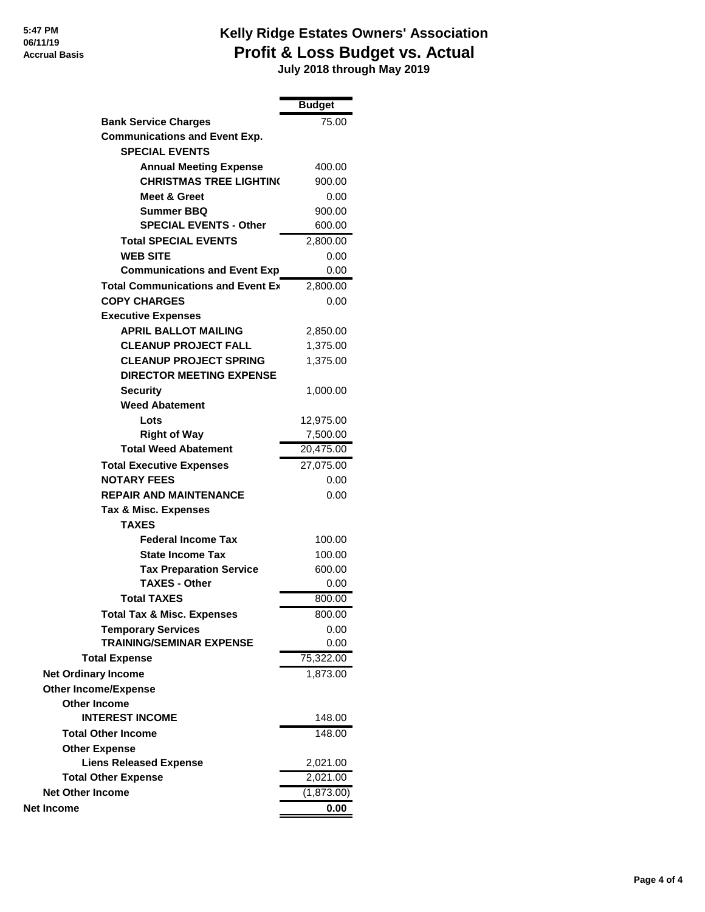5:47 PM
06/11/19
Accrual Basis

# Kelly Ridge Estates Owners' Association
## Profit & Loss Budget vs. Actual
### July 2018 through May 2019

| | Budget |
|---|---|
| Bank Service Charges | 75.00 |
| Communications and Event Exp. | |
| SPECIAL EVENTS | |
| Annual Meeting Expense | 400.00 |
| CHRISTMAS TREE LIGHTIN( | 900.00 |
| Meet & Greet | 0.00 |
| Summer BBQ | 900.00 |
| SPECIAL EVENTS - Other | 600.00 |
| Total SPECIAL EVENTS | 2,800.00 |
| WEB SITE | 0.00 |
| Communications and Event Exp | 0.00 |
| Total Communications and Event Ex | 2,800.00 |
| COPY CHARGES | 0.00 |
| Executive Expenses | |
| APRIL BALLOT MAILING | 2,850.00 |
| CLEANUP PROJECT FALL | 1,375.00 |
| CLEANUP PROJECT SPRING | 1,375.00 |
| DIRECTOR MEETING EXPENSE | |
| Security | 1,000.00 |
| Weed Abatement | |
| Lots | 12,975.00 |
| Right of Way | 7,500.00 |
| Total Weed Abatement | 20,475.00 |
| Total Executive Expenses | 27,075.00 |
| NOTARY FEES | 0.00 |
| REPAIR AND MAINTENANCE | 0.00 |
| Tax & Misc. Expenses | |
| TAXES | |
| Federal Income Tax | 100.00 |
| State Income Tax | 100.00 |
| Tax Preparation Service | 600.00 |
| TAXES - Other | 0.00 |
| Total TAXES | 800.00 |
| Total Tax & Misc. Expenses | 800.00 |
| Temporary Services | 0.00 |
| TRAINING/SEMINAR EXPENSE | 0.00 |
| Total Expense | 75,322.00 |
| Net Ordinary Income | 1,873.00 |
| Other Income/Expense | |
| Other Income | |
| INTEREST INCOME | 148.00 |
| Total Other Income | 148.00 |
| Other Expense | |
| Liens Released Expense | 2,021.00 |
| Total Other Expense | 2,021.00 |
| Net Other Income | (1,873.00) |
| Net Income | 0.00 |